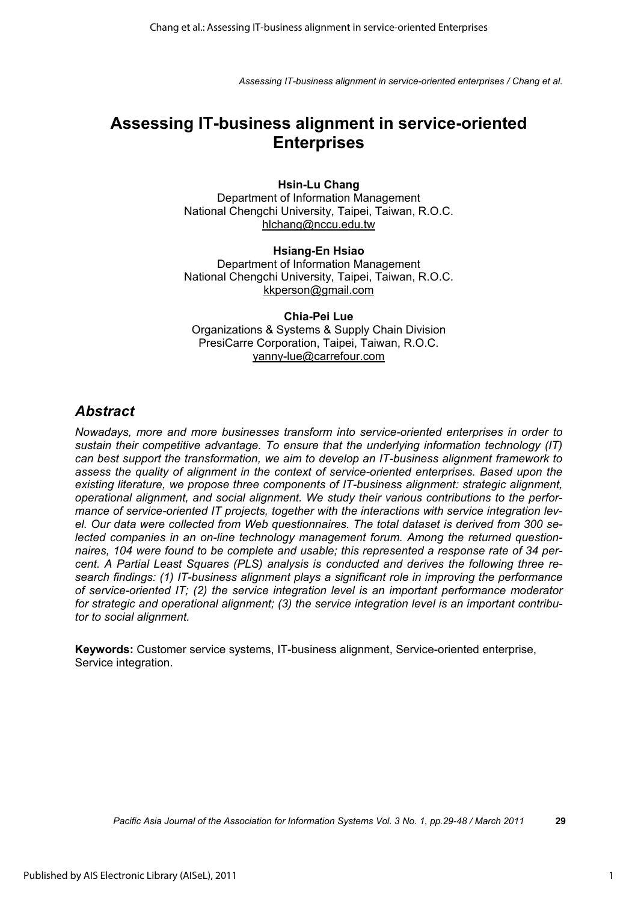# Assessing IT-business alignment in service-oriented Enterprises

**Hsin-Lu Chang**
Department of Information Management
National Chengchi University, Taipei, Taiwan, R.O.C.
hlchang@nccu.edu.tw

**Hsiang-En Hsiao**
Department of Information Management
National Chengchi University, Taipei, Taiwan, R.O.C.
kkperson@gmail.com

**Chia-Pei Lue**
Organizations & Systems & Supply Chain Division
PresiCarre Corporation, Taipei, Taiwan, R.O.C.
yanny-lue@carrefour.com

## *Abstract*

*Nowadays, more and more businesses transform into service-oriented enterprises in order to sustain their competitive advantage. To ensure that the underlying information technology (IT) can best support the transformation, we aim to develop an IT-business alignment framework to assess the quality of alignment in the context of service-oriented enterprises. Based upon the existing literature, we propose three components of IT-business alignment: strategic alignment, operational alignment, and social alignment. We study their various contributions to the performance of service-oriented IT projects, together with the interactions with service integration level. Our data were collected from Web questionnaires. The total dataset is derived from 300 selected companies in an on-line technology management forum. Among the returned questionnaires, 104 were found to be complete and usable; this represented a response rate of 34 percent. A Partial Least Squares (PLS) analysis is conducted and derives the following three research findings: (1) IT-business alignment plays a significant role in improving the performance of service-oriented IT; (2) the service integration level is an important performance moderator for strategic and operational alignment; (3) the service integration level is an important contributor to social alignment.*

**Keywords:** Customer service systems, IT-business alignment, Service-oriented enterprise, Service integration.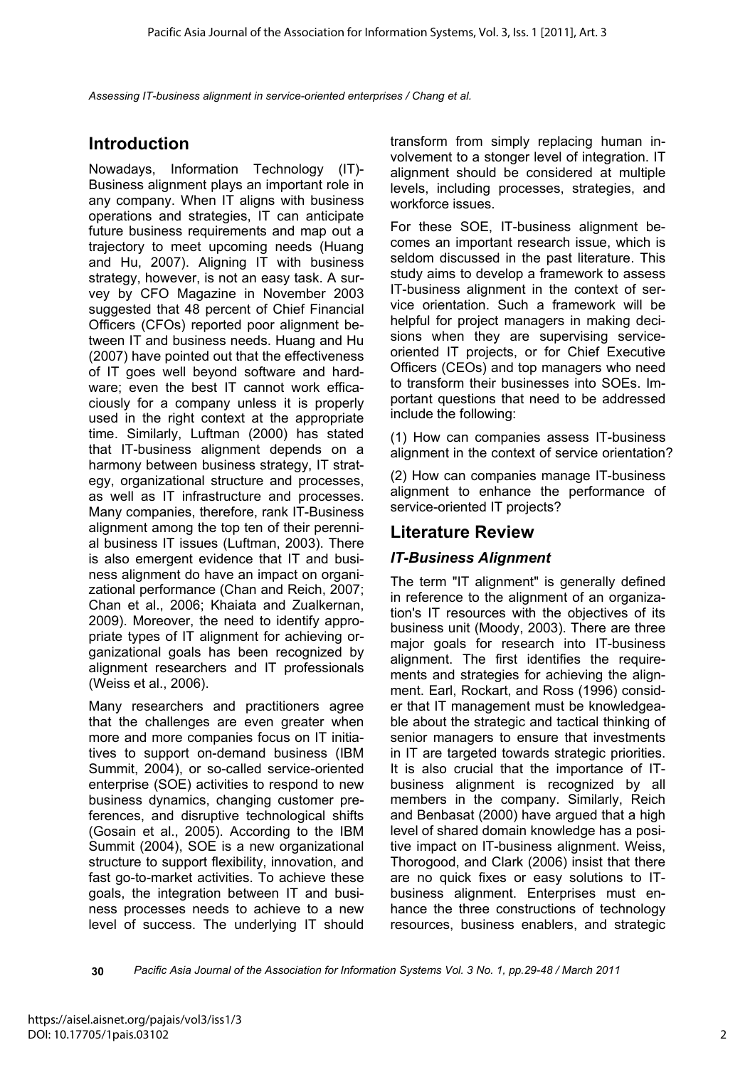## Introduction

Nowadays, Information Technology (IT)-Business alignment plays an important role in any company. When IT aligns with business operations and strategies, IT can anticipate future business requirements and map out a trajectory to meet upcoming needs (Huang and Hu, 2007). Aligning IT with business strategy, however, is not an easy task. A survey by CFO Magazine in November 2003 suggested that 48 percent of Chief Financial Officers (CFOs) reported poor alignment between IT and business needs. Huang and Hu (2007) have pointed out that the effectiveness of IT goes well beyond software and hardware; even the best IT cannot work efficaciously for a company unless it is properly used in the right context at the appropriate time. Similarly, Luftman (2000) has stated that IT-business alignment depends on a harmony between business strategy, IT strategy, organizational structure and processes, as well as IT infrastructure and processes. Many companies, therefore, rank IT-Business alignment among the top ten of their perennial business IT issues (Luftman, 2003). There is also emergent evidence that IT and business alignment do have an impact on organizational performance (Chan and Reich, 2007; Chan et al., 2006; Khaiata and Zualkernan, 2009). Moreover, the need to identify appropriate types of IT alignment for achieving organizational goals has been recognized by alignment researchers and IT professionals (Weiss et al., 2006).

Many researchers and practitioners agree that the challenges are even greater when more and more companies focus on IT initiatives to support on-demand business (IBM Summit, 2004), or so-called service-oriented enterprise (SOE) activities to respond to new business dynamics, changing customer preferences, and disruptive technological shifts (Gosain et al., 2005). According to the IBM Summit (2004), SOE is a new organizational structure to support flexibility, innovation, and fast go-to-market activities. To achieve these goals, the integration between IT and business processes needs to achieve to a new level of success. The underlying IT should transform from simply replacing human involvement to a stonger level of integration. IT alignment should be considered at multiple levels, including processes, strategies, and workforce issues.

For these SOE, IT-business alignment becomes an important research issue, which is seldom discussed in the past literature. This study aims to develop a framework to assess IT-business alignment in the context of service orientation. Such a framework will be helpful for project managers in making decisions when they are supervising service-oriented IT projects, or for Chief Executive Officers (CEOs) and top managers who need to transform their businesses into SOEs. Important questions that need to be addressed include the following:

(1) How can companies assess IT-business alignment in the context of service orientation?

(2) How can companies manage IT-business alignment to enhance the performance of service-oriented IT projects?

## Literature Review

### *IT-Business Alignment*

The term "IT alignment" is generally defined in reference to the alignment of an organization's IT resources with the objectives of its business unit (Moody, 2003). There are three major goals for research into IT-business alignment. The first identifies the requirements and strategies for achieving the alignment. Earl, Rockart, and Ross (1996) consider that IT management must be knowledgeable about the strategic and tactical thinking of senior managers to ensure that investments in IT are targeted towards strategic priorities. It is also crucial that the importance of IT-business alignment is recognized by all members in the company. Similarly, Reich and Benbasat (2000) have argued that a high level of shared domain knowledge has a positive impact on IT-business alignment. Weiss, Thorogood, and Clark (2006) insist that there are no quick fixes or easy solutions to IT-business alignment. Enterprises must enhance the three constructions of technology resources, business enablers, and strategic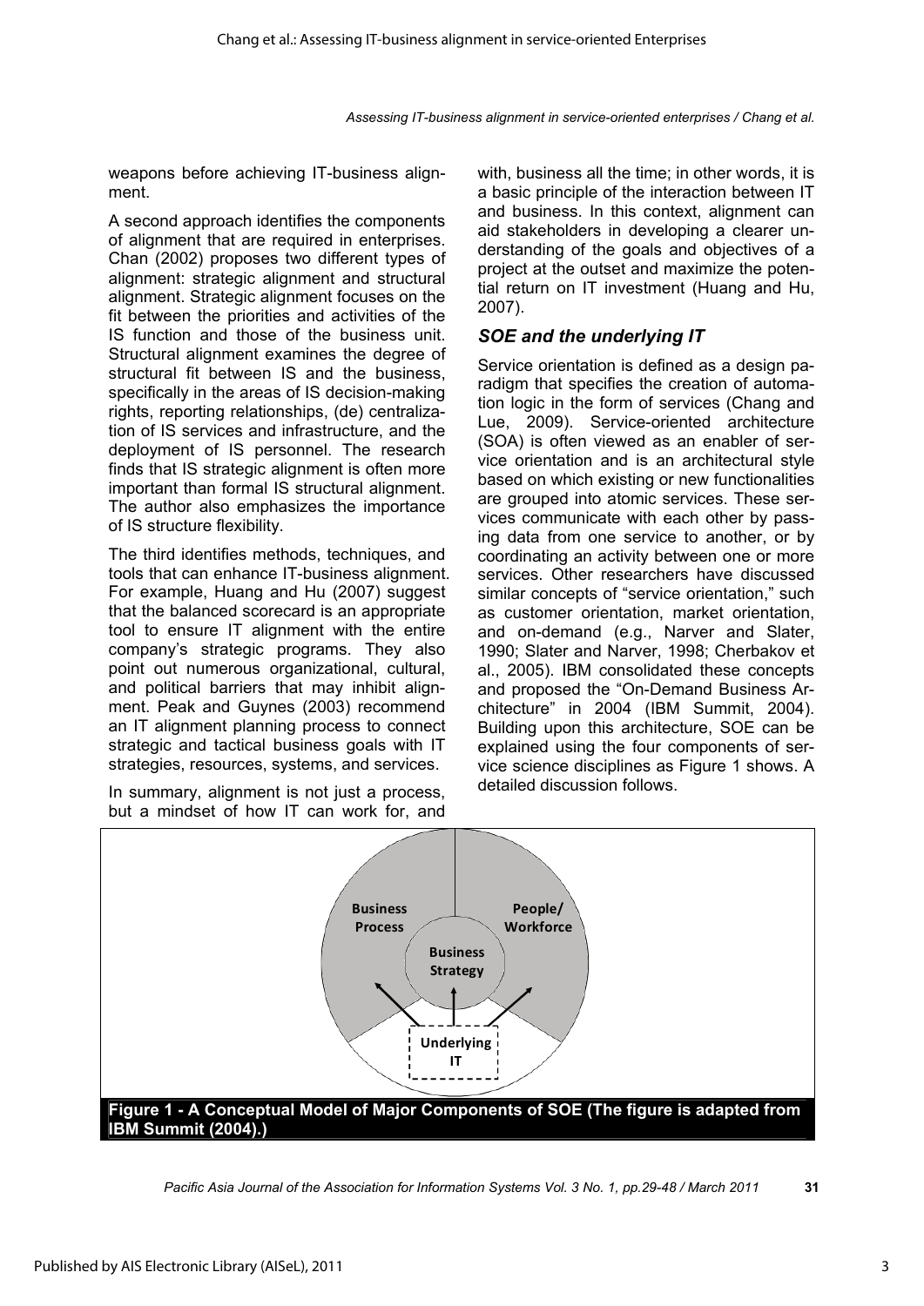weapons before achieving IT-business alignment.

A second approach identifies the components of alignment that are required in enterprises. Chan (2002) proposes two different types of alignment: strategic alignment and structural alignment. Strategic alignment focuses on the fit between the priorities and activities of the IS function and those of the business unit. Structural alignment examines the degree of structural fit between IS and the business, specifically in the areas of IS decision-making rights, reporting relationships, (de) centralization of IS services and infrastructure, and the deployment of IS personnel. The research finds that IS strategic alignment is often more important than formal IS structural alignment. The author also emphasizes the importance of IS structure flexibility.

The third identifies methods, techniques, and tools that can enhance IT-business alignment. For example, Huang and Hu (2007) suggest that the balanced scorecard is an appropriate tool to ensure IT alignment with the entire company's strategic programs. They also point out numerous organizational, cultural, and political barriers that may inhibit alignment. Peak and Guynes (2003) recommend an IT alignment planning process to connect strategic and tactical business goals with IT strategies, resources, systems, and services.

In summary, alignment is not just a process, but a mindset of how IT can work for, and with, business all the time; in other words, it is a basic principle of the interaction between IT and business. In this context, alignment can aid stakeholders in developing a clearer understanding of the goals and objectives of a project at the outset and maximize the potential return on IT investment (Huang and Hu, 2007).

### *SOE and the underlying IT*

Service orientation is defined as a design paradigm that specifies the creation of automation logic in the form of services (Chang and Lue, 2009). Service-oriented architecture (SOA) is often viewed as an enabler of service orientation and is an architectural style based on which existing or new functionalities are grouped into atomic services. These services communicate with each other by passing data from one service to another, or by coordinating an activity between one or more services. Other researchers have discussed similar concepts of "service orientation," such as customer orientation, market orientation, and on-demand (e.g., Narver and Slater, 1990; Slater and Narver, 1998; Cherbakov et al., 2005). IBM consolidated these concepts and proposed the "On-Demand Business Architecture" in 2004 (IBM Summit, 2004). Building upon this architecture, SOE can be explained using the four components of service science disciplines as Figure 1 shows. A detailed discussion follows.

Business Process | People/ Workforce | Business Strategy | Underlying IT

**Figure 1 - A Conceptual Model of Major Components of SOE (The figure is adapted from IBM Summit (2004).)**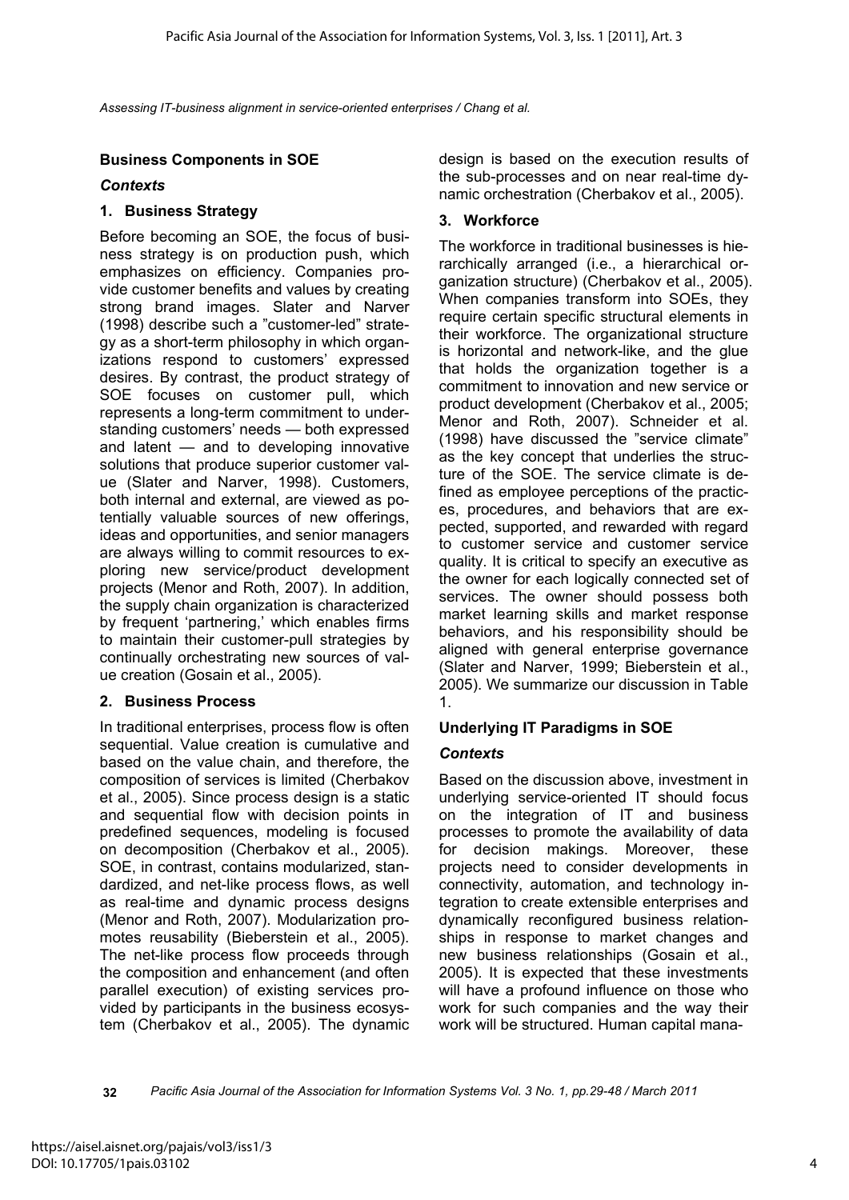## Business Components in SOE

### *Contexts*

### 1. Business Strategy

Before becoming an SOE, the focus of business strategy is on production push, which emphasizes on efficiency. Companies provide customer benefits and values by creating strong brand images. Slater and Narver (1998) describe such a "customer-led" strategy as a short-term philosophy in which organizations respond to customers' expressed desires. By contrast, the product strategy of SOE focuses on customer pull, which represents a long-term commitment to understanding customers' needs — both expressed and latent — and to developing innovative solutions that produce superior customer value (Slater and Narver, 1998). Customers, both internal and external, are viewed as potentially valuable sources of new offerings, ideas and opportunities, and senior managers are always willing to commit resources to exploring new service/product development projects (Menor and Roth, 2007). In addition, the supply chain organization is characterized by frequent 'partnering,' which enables firms to maintain their customer-pull strategies by continually orchestrating new sources of value creation (Gosain et al., 2005).

### 2. Business Process

In traditional enterprises, process flow is often sequential. Value creation is cumulative and based on the value chain, and therefore, the composition of services is limited (Cherbakov et al., 2005). Since process design is a static and sequential flow with decision points in predefined sequences, modeling is focused on decomposition (Cherbakov et al., 2005). SOE, in contrast, contains modularized, standardized, and net-like process flows, as well as real-time and dynamic process designs (Menor and Roth, 2007). Modularization promotes reusability (Bieberstein et al., 2005). The net-like process flow proceeds through the composition and enhancement (and often parallel execution) of existing services provided by participants in the business ecosystem (Cherbakov et al., 2005). The dynamic design is based on the execution results of the sub-processes and on near real-time dynamic orchestration (Cherbakov et al., 2005).

### 3. Workforce

The workforce in traditional businesses is hierarchically arranged (i.e., a hierarchical organization structure) (Cherbakov et al., 2005). When companies transform into SOEs, they require certain specific structural elements in their workforce. The organizational structure is horizontal and network-like, and the glue that holds the organization together is a commitment to innovation and new service or product development (Cherbakov et al., 2005; Menor and Roth, 2007). Schneider et al. (1998) have discussed the "service climate" as the key concept that underlies the structure of the SOE. The service climate is defined as employee perceptions of the practices, procedures, and behaviors that are expected, supported, and rewarded with regard to customer service and customer service quality. It is critical to specify an executive as the owner for each logically connected set of services. The owner should possess both market learning skills and market response behaviors, and his responsibility should be aligned with general enterprise governance (Slater and Narver, 1999; Bieberstein et al., 2005). We summarize our discussion in Table 1.

## Underlying IT Paradigms in SOE

### *Contexts*

Based on the discussion above, investment in underlying service-oriented IT should focus on the integration of IT and business processes to promote the availability of data for decision makings. Moreover, these projects need to consider developments in connectivity, automation, and technology integration to create extensible enterprises and dynamically reconfigured business relationships in response to market changes and new business relationships (Gosain et al., 2005). It is expected that these investments will have a profound influence on those who work for such companies and the way their work will be structured. Human capital mana-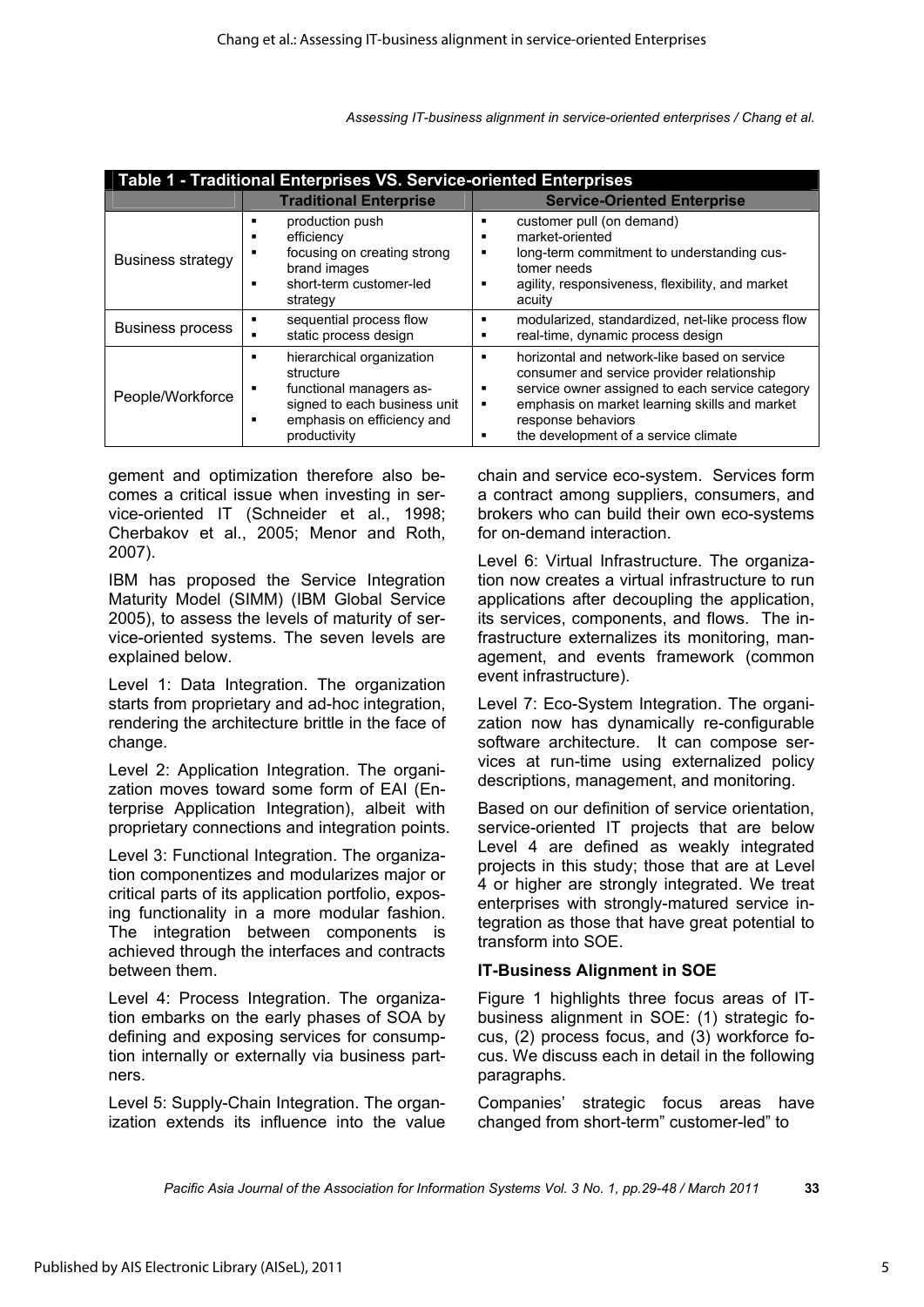**Table 1 - Traditional Enterprises VS. Service-oriented Enterprises**

| | Traditional Enterprise | Service-Oriented Enterprise |
|---|---|---|
| Business strategy | ▪ production push<br>▪ efficiency<br>▪ focusing on creating strong brand images<br>▪ short-term customer-led strategy | ▪ customer pull (on demand)<br>▪ market-oriented<br>▪ long-term commitment to understanding customer needs<br>▪ agility, responsiveness, flexibility, and market acuity |
| Business process | ▪ sequential process flow<br>▪ static process design | ▪ modularized, standardized, net-like process flow<br>▪ real-time, dynamic process design |
| People/Workforce | ▪ hierarchical organization structure<br>▪ functional managers assigned to each business unit<br>▪ emphasis on efficiency and productivity | ▪ horizontal and network-like based on service consumer and service provider relationship<br>▪ service owner assigned to each service category<br>▪ emphasis on market learning skills and market response behaviors<br>▪ the development of a service climate |

gement and optimization therefore also becomes a critical issue when investing in service-oriented IT (Schneider et al., 1998; Cherbakov et al., 2005; Menor and Roth, 2007).

IBM has proposed the Service Integration Maturity Model (SIMM) (IBM Global Service 2005), to assess the levels of maturity of service-oriented systems. The seven levels are explained below.

Level 1: Data Integration. The organization starts from proprietary and ad-hoc integration, rendering the architecture brittle in the face of change.

Level 2: Application Integration. The organization moves toward some form of EAI (Enterprise Application Integration), albeit with proprietary connections and integration points.

Level 3: Functional Integration. The organization componentizes and modularizes major or critical parts of its application portfolio, exposing functionality in a more modular fashion. The integration between components is achieved through the interfaces and contracts between them.

Level 4: Process Integration. The organization embarks on the early phases of SOA by defining and exposing services for consumption internally or externally via business partners.

Level 5: Supply-Chain Integration. The organization extends its influence into the value chain and service eco-system. Services form a contract among suppliers, consumers, and brokers who can build their own eco-systems for on-demand interaction.

Level 6: Virtual Infrastructure. The organization now creates a virtual infrastructure to run applications after decoupling the application, its services, components, and flows. The infrastructure externalizes its monitoring, management, and events framework (common event infrastructure).

Level 7: Eco-System Integration. The organization now has dynamically re-configurable software architecture. It can compose services at run-time using externalized policy descriptions, management, and monitoring.

Based on our definition of service orientation, service-oriented IT projects that are below Level 4 are defined as weakly integrated projects in this study; those that are at Level 4 or higher are strongly integrated. We treat enterprises with strongly-matured service integration as those that have great potential to transform into SOE.

**IT-Business Alignment in SOE**

Figure 1 highlights three focus areas of IT-business alignment in SOE: (1) strategic focus, (2) process focus, and (3) workforce focus. We discuss each in detail in the following paragraphs.

Companies' strategic focus areas have changed from short-term" customer-led" to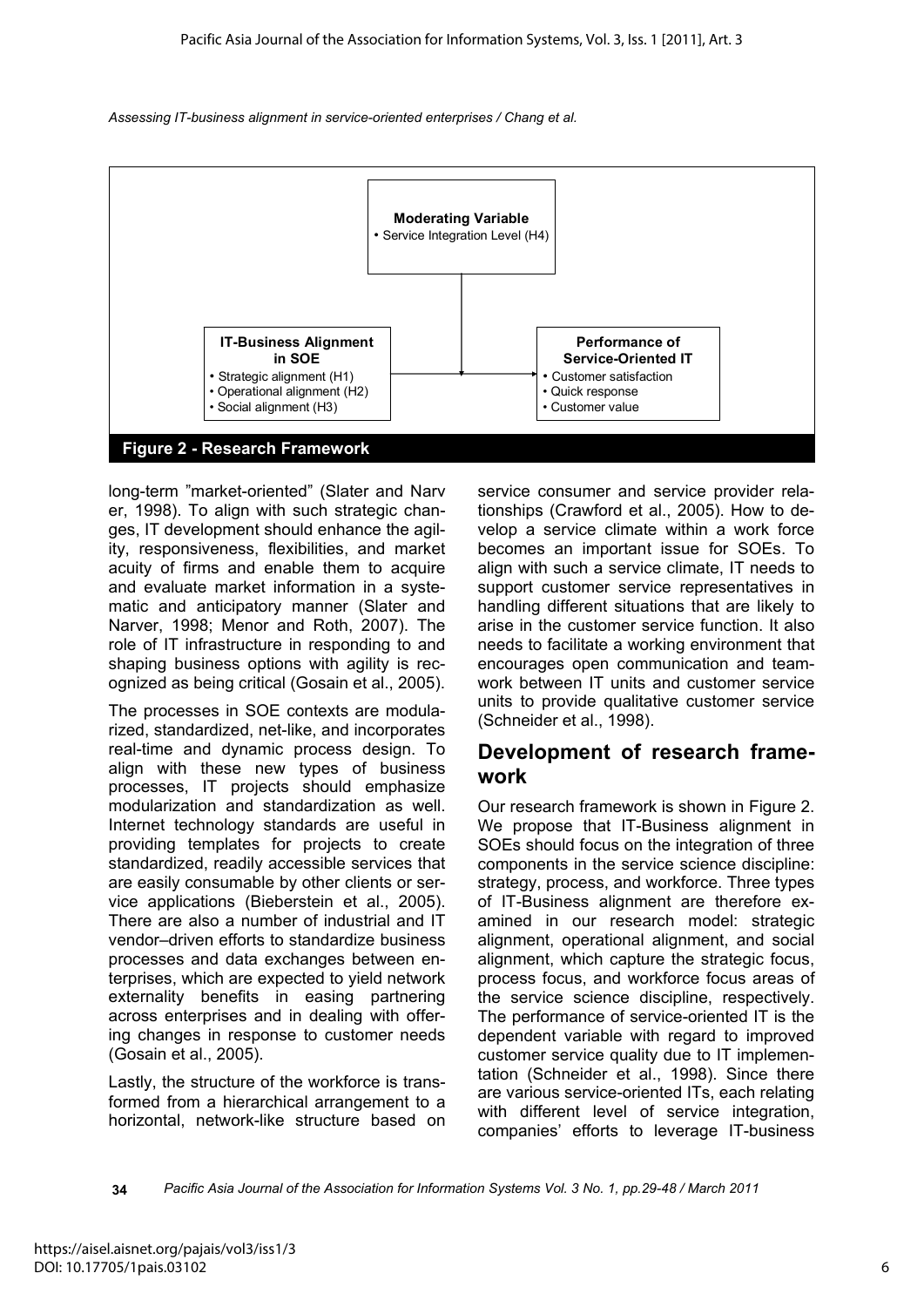**Moderating Variable**
- Service Integration Level (H4)

**IT-Business Alignment in SOE**
- Strategic alignment (H1)
- Operational alignment (H2)
- Social alignment (H3)

**Performance of Service-Oriented IT**
- Customer satisfaction
- Quick response
- Customer value

**Figure 2 - Research Framework**

long-term "market-oriented" (Slater and Narver, 1998). To align with such strategic changes, IT development should enhance the agility, responsiveness, flexibilities, and market acuity of firms and enable them to acquire and evaluate market information in a systematic and anticipatory manner (Slater and Narver, 1998; Menor and Roth, 2007). The role of IT infrastructure in responding to and shaping business options with agility is recognized as being critical (Gosain et al., 2005).

The processes in SOE contexts are modularized, standardized, net-like, and incorporates real-time and dynamic process design. To align with these new types of business processes, IT projects should emphasize modularization and standardization as well. Internet technology standards are useful in providing templates for projects to create standardized, readily accessible services that are easily consumable by other clients or service applications (Bieberstein et al., 2005). There are also a number of industrial and IT vendor–driven efforts to standardize business processes and data exchanges between enterprises, which are expected to yield network externality benefits in easing partnering across enterprises and in dealing with offering changes in response to customer needs (Gosain et al., 2005).

Lastly, the structure of the workforce is transformed from a hierarchical arrangement to a horizontal, network-like structure based on service consumer and service provider relationships (Crawford et al., 2005). How to develop a service climate within a work force becomes an important issue for SOEs. To align with such a service climate, IT needs to support customer service representatives in handling different situations that are likely to arise in the customer service function. It also needs to facilitate a working environment that encourages open communication and teamwork between IT units and customer service units to provide qualitative customer service (Schneider et al., 1998).

## Development of research framework

Our research framework is shown in Figure 2. We propose that IT-Business alignment in SOEs should focus on the integration of three components in the service science discipline: strategy, process, and workforce. Three types of IT-Business alignment are therefore examined in our research model: strategic alignment, operational alignment, and social alignment, which capture the strategic focus, process focus, and workforce focus areas of the service science discipline, respectively. The performance of service-oriented IT is the dependent variable with regard to improved customer service quality due to IT implementation (Schneider et al., 1998). Since there are various service-oriented ITs, each relating with different level of service integration, companies' efforts to leverage IT-business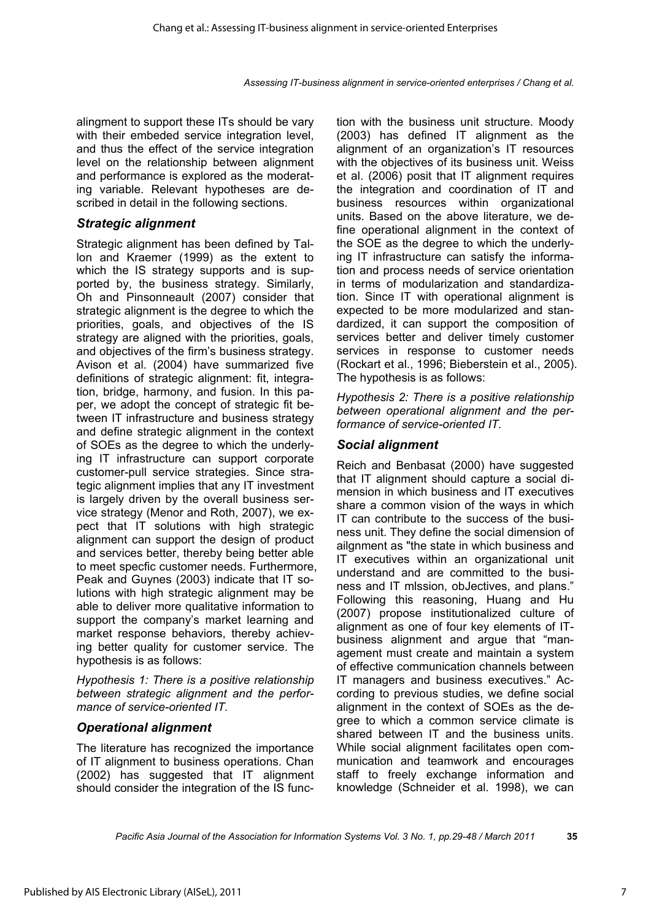alingment to support these ITs should be vary with their embeded service integration level, and thus the effect of the service integration level on the relationship between alignment and performance is explored as the moderating variable. Relevant hypotheses are described in detail in the following sections.

### *Strategic alignment*

Strategic alignment has been defined by Tallon and Kraemer (1999) as the extent to which the IS strategy supports and is supported by, the business strategy. Similarly, Oh and Pinsonneault (2007) consider that strategic alignment is the degree to which the priorities, goals, and objectives of the IS strategy are aligned with the priorities, goals, and objectives of the firm's business strategy. Avison et al. (2004) have summarized five definitions of strategic alignment: fit, integration, bridge, harmony, and fusion. In this paper, we adopt the concept of strategic fit between IT infrastructure and business strategy and define strategic alignment in the context of SOEs as the degree to which the underlying IT infrastructure can support corporate customer-pull service strategies. Since strategic alignment implies that any IT investment is largely driven by the overall business service strategy (Menor and Roth, 2007), we expect that IT solutions with high strategic alignment can support the design of product and services better, thereby being better able to meet specfic customer needs. Furthermore, Peak and Guynes (2003) indicate that IT solutions with high strategic alignment may be able to deliver more qualitative information to support the company's market learning and market response behaviors, thereby achieving better quality for customer service. The hypothesis is as follows:

*Hypothesis 1: There is a positive relationship between strategic alignment and the performance of service-oriented IT.*

### *Operational alignment*

The literature has recognized the importance of IT alignment to business operations. Chan (2002) has suggested that IT alignment should consider the integration of the IS function with the business unit structure. Moody (2003) has defined IT alignment as the alignment of an organization's IT resources with the objectives of its business unit. Weiss et al. (2006) posit that IT alignment requires the integration and coordination of IT and business resources within organizational units. Based on the above literature, we define operational alignment in the context of the SOE as the degree to which the underlying IT infrastructure can satisfy the information and process needs of service orientation in terms of modularization and standardization. Since IT with operational alignment is expected to be more modularized and standardized, it can support the composition of services better and deliver timely customer services in response to customer needs (Rockart et al., 1996; Bieberstein et al., 2005). The hypothesis is as follows:

*Hypothesis 2: There is a positive relationship between operational alignment and the performance of service-oriented IT.*

### *Social alignment*

Reich and Benbasat (2000) have suggested that IT alignment should capture a social dimension in which business and IT executives share a common vision of the ways in which IT can contribute to the success of the business unit. They define the social dimension of ailgnment as "the state in which business and IT executives within an organizational unit understand and are committed to the business and IT mlssion, obJectives, and plans." Following this reasoning, Huang and Hu (2007) propose institutionalized culture of alignment as one of four key elements of IT-business alignment and argue that "management must create and maintain a system of effective communication channels between IT managers and business executives." According to previous studies, we define social alignment in the context of SOEs as the degree to which a common service climate is shared between IT and the business units. While social alignment facilitates open communication and teamwork and encourages staff to freely exchange information and knowledge (Schneider et al. 1998), we can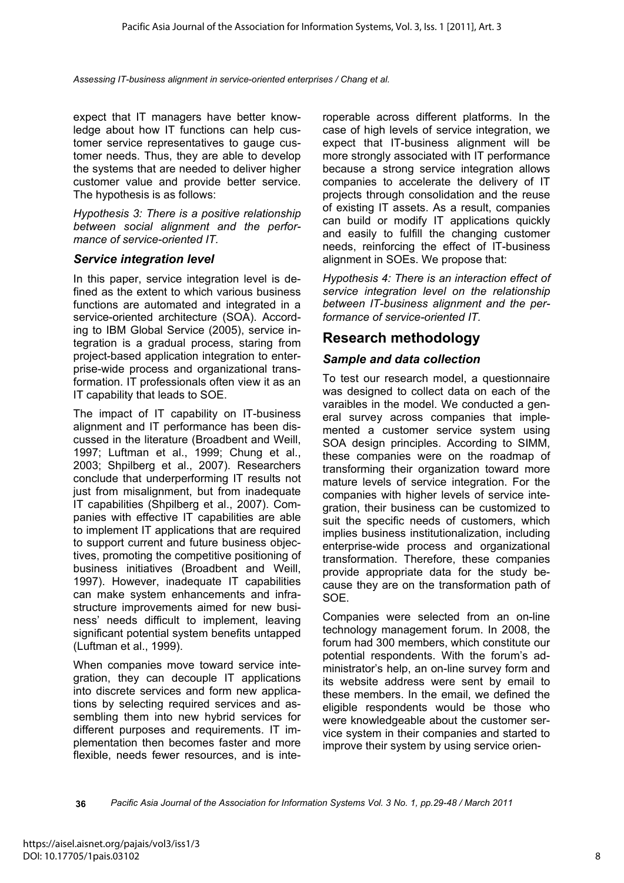expect that IT managers have better knowledge about how IT functions can help customer service representatives to gauge customer needs. Thus, they are able to develop the systems that are needed to deliver higher customer value and provide better service. The hypothesis is as follows:

*Hypothesis 3: There is a positive relationship between social alignment and the performance of service-oriented IT.*

### Service integration level

In this paper, service integration level is defined as the extent to which various business functions are automated and integrated in a service-oriented architecture (SOA). According to IBM Global Service (2005), service integration is a gradual process, staring from project-based application integration to enterprise-wide process and organizational transformation. IT professionals often view it as an IT capability that leads to SOE.

The impact of IT capability on IT-business alignment and IT performance has been discussed in the literature (Broadbent and Weill, 1997; Luftman et al., 1999; Chung et al., 2003; Shpilberg et al., 2007). Researchers conclude that underperforming IT results not just from misalignment, but from inadequate IT capabilities (Shpilberg et al., 2007). Companies with effective IT capabilities are able to implement IT applications that are required to support current and future business objectives, promoting the competitive positioning of business initiatives (Broadbent and Weill, 1997). However, inadequate IT capabilities can make system enhancements and infrastructure improvements aimed for new business' needs difficult to implement, leaving significant potential system benefits untapped (Luftman et al., 1999).

When companies move toward service integration, they can decouple IT applications into discrete services and form new applications by selecting required services and assembling them into new hybrid services for different purposes and requirements. IT implementation then becomes faster and more flexible, needs fewer resources, and is interoperable across different platforms. In the case of high levels of service integration, we expect that IT-business alignment will be more strongly associated with IT performance because a strong service integration allows companies to accelerate the delivery of IT projects through consolidation and the reuse of existing IT assets. As a result, companies can build or modify IT applications quickly and easily to fulfill the changing customer needs, reinforcing the effect of IT-business alignment in SOEs. We propose that:

*Hypothesis 4: There is an interaction effect of service integration level on the relationship between IT-business alignment and the performance of service-oriented IT.*

## Research methodology

### Sample and data collection

To test our research model, a questionnaire was designed to collect data on each of the varaibles in the model. We conducted a general survey across companies that implemented a customer service system using SOA design principles. According to SIMM, these companies were on the roadmap of transforming their organization toward more mature levels of service integration. For the companies with higher levels of service integration, their business can be customized to suit the specific needs of customers, which implies business institutionalization, including enterprise-wide process and organizational transformation. Therefore, these companies provide appropriate data for the study because they are on the transformation path of SOE.

Companies were selected from an on-line technology management forum. In 2008, the forum had 300 members, which constitute our potential respondents. With the forum's administrator's help, an on-line survey form and its website address were sent by email to these members. In the email, we defined the eligible respondents would be those who were knowledgeable about the customer service system in their companies and started to improve their system by using service orien-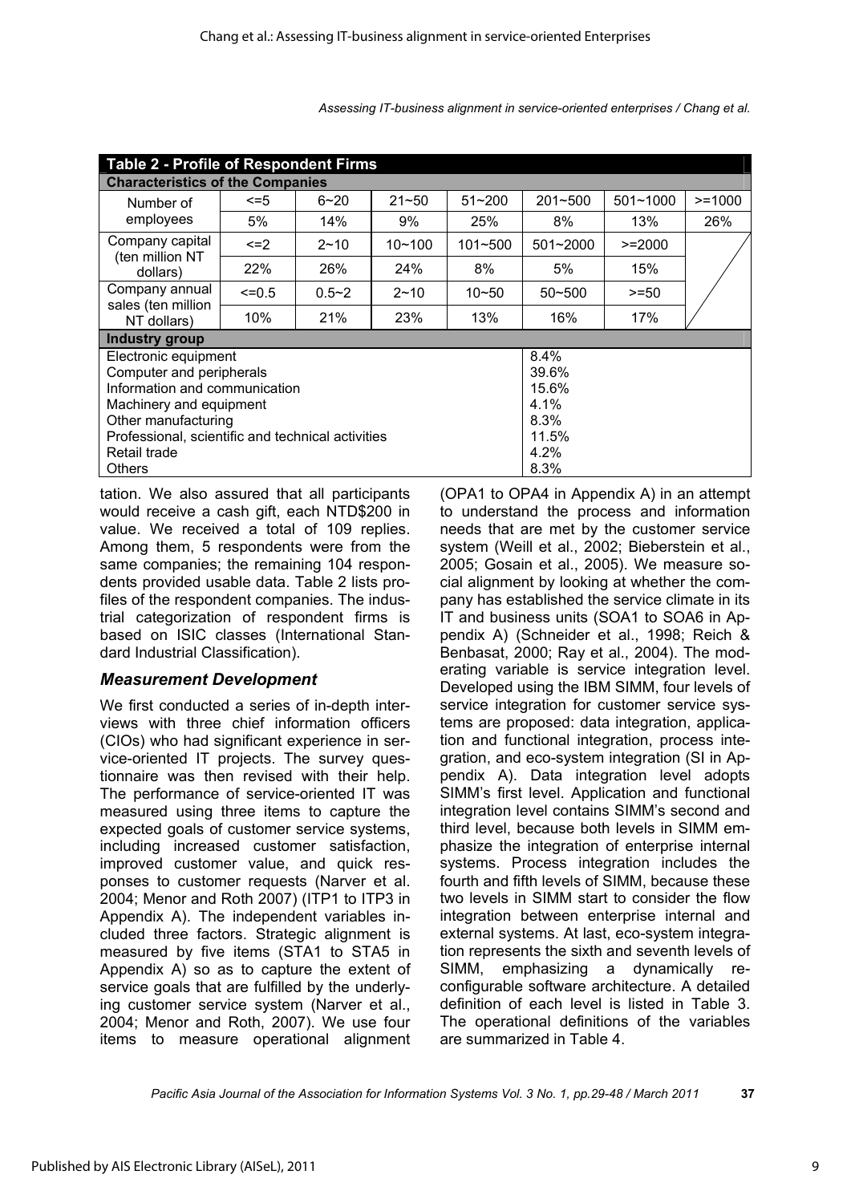**Table 2 - Profile of Respondent Firms**

| Characteristics of the Companies | | | | | | | |
|---|---|---|---|---|---|---|---|
| Number of employees | <=5 | 6~20 | 21~50 | 51~200 | 201~500 | 501~1000 | >=1000 |
| | 5% | 14% | 9% | 25% | 8% | 13% | 26% |
| Company capital (ten million NT dollars) | <=2 | 2~10 | 10~100 | 101~500 | 501~2000 | >=2000 | |
| | 22% | 26% | 24% | 8% | 5% | 15% | |
| Company annual sales (ten million NT dollars) | <=0.5 | 0.5~2 | 2~10 | 10~50 | 50~500 | >=50 | |
| | 10% | 21% | 23% | 13% | 16% | 17% | |

| Industry group | |
|---|---|
| Electronic equipment | 8.4% |
| Computer and peripherals | 39.6% |
| Information and communication | 15.6% |
| Machinery and equipment | 4.1% |
| Other manufacturing | 8.3% |
| Professional, scientific and technical activities | 11.5% |
| Retail trade | 4.2% |
| Others | 8.3% |

tation. We also assured that all participants would receive a cash gift, each NTD$200 in value. We received a total of 109 replies. Among them, 5 respondents were from the same companies; the remaining 104 respondents provided usable data. Table 2 lists profiles of the respondent companies. The industrial categorization of respondent firms is based on ISIC classes (International Standard Industrial Classification).

### *Measurement Development*

We first conducted a series of in-depth interviews with three chief information officers (CIOs) who had significant experience in service-oriented IT projects. The survey questionnaire was then revised with their help. The performance of service-oriented IT was measured using three items to capture the expected goals of customer service systems, including increased customer satisfaction, improved customer value, and quick responses to customer requests (Narver et al. 2004; Menor and Roth 2007) (ITP1 to ITP3 in Appendix A). The independent variables included three factors. Strategic alignment is measured by five items (STA1 to STA5 in Appendix A) so as to capture the extent of service goals that are fulfilled by the underlying customer service system (Narver et al., 2004; Menor and Roth, 2007). We use four items to measure operational alignment (OPA1 to OPA4 in Appendix A) in an attempt to understand the process and information needs that are met by the customer service system (Weill et al., 2002; Bieberstein et al., 2005; Gosain et al., 2005). We measure social alignment by looking at whether the company has established the service climate in its IT and business units (SOA1 to SOA6 in Appendix A) (Schneider et al., 1998; Reich & Benbasat, 2000; Ray et al., 2004). The moderating variable is service integration level. Developed using the IBM SIMM, four levels of service integration for customer service systems are proposed: data integration, application and functional integration, process integration, and eco-system integration (SI in Appendix A). Data integration level adopts SIMM's first level. Application and functional integration level contains SIMM's second and third level, because both levels in SIMM emphasize the integration of enterprise internal systems. Process integration includes the fourth and fifth levels of SIMM, because these two levels in SIMM start to consider the flow integration between enterprise internal and external systems. At last, eco-system integration represents the sixth and seventh levels of SIMM, emphasizing a dynamically reconfigurable software architecture. A detailed definition of each level is listed in Table 3. The operational definitions of the variables are summarized in Table 4.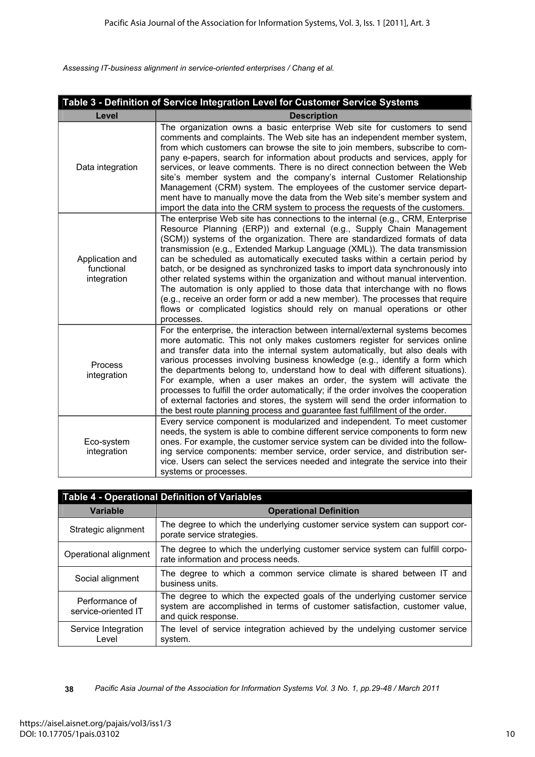**Table 3 - Definition of Service Integration Level for Customer Service Systems**

| Level | Description |
|---|---|
| Data integration | The organization owns a basic enterprise Web site for customers to send comments and complaints. The Web site has an independent member system, from which customers can browse the site to join members, subscribe to company e-papers, search for information about products and services, apply for services, or leave comments. There is no direct connection between the Web site's member system and the company's internal Customer Relationship Management (CRM) system. The employees of the customer service department have to manually move the data from the Web site's member system and import the data into the CRM system to process the requests of the customers. |
| Application and functional integration | The enterprise Web site has connections to the internal (e.g., CRM, Enterprise Resource Planning (ERP)) and external (e.g., Supply Chain Management (SCM)) systems of the organization. There are standardized formats of data transmission (e.g., Extended Markup Language (XML)). The data transmission can be scheduled as automatically executed tasks within a certain period by batch, or be designed as synchronized tasks to import data synchronously into other related systems within the organization and without manual intervention. The automation is only applied to those data that interchange with no flows (e.g., receive an order form or add a new member). The processes that require flows or complicated logistics should rely on manual operations or other processes. |
| Process integration | For the enterprise, the interaction between internal/external systems becomes more automatic. This not only makes customers register for services online and transfer data into the internal system automatically, but also deals with various processes involving business knowledge (e.g., identify a form which the departments belong to, understand how to deal with different situations). For example, when a user makes an order, the system will activate the processes to fulfill the order automatically; if the order involves the cooperation of external factories and stores, the system will send the order information to the best route planning process and guarantee fast fulfillment of the order. |
| Eco-system integration | Every service component is modularized and independent. To meet customer needs, the system is able to combine different service components to form new ones. For example, the customer service system can be divided into the following service components: member service, order service, and distribution service. Users can select the services needed and integrate the service into their systems or processes. |

**Table 4 - Operational Definition of Variables**

| Variable | Operational Definition |
|---|---|
| Strategic alignment | The degree to which the underlying customer service system can support corporate service strategies. |
| Operational alignment | The degree to which the underlying customer service system can fulfill corporate information and process needs. |
| Social alignment | The degree to which a common service climate is shared between IT and business units. |
| Performance of service-oriented IT | The degree to which the expected goals of the underlying customer service system are accomplished in terms of customer satisfaction, customer value, and quick response. |
| Service Integration Level | The level of service integration achieved by the undelying customer service system. |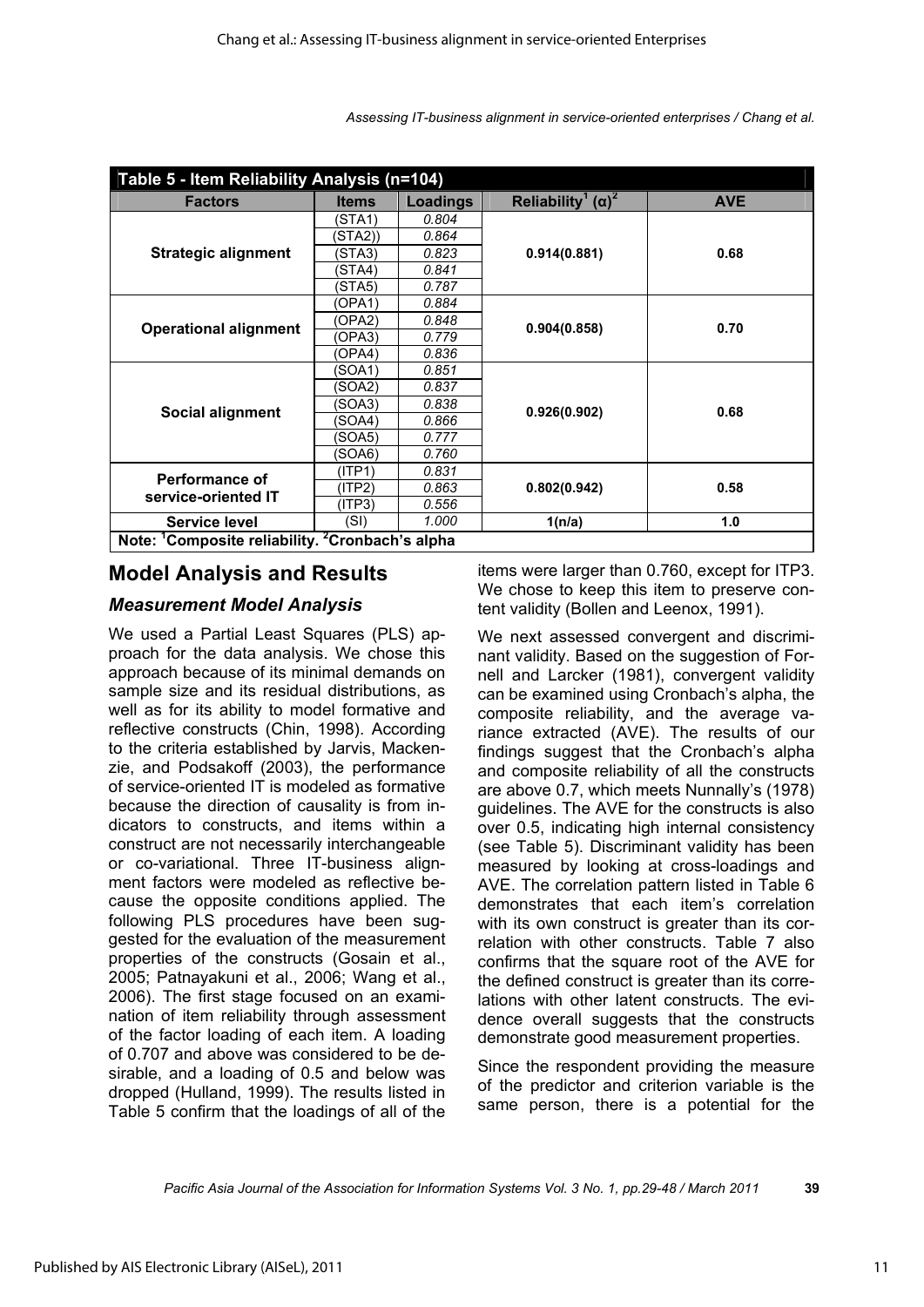**Table 5 - Item Reliability Analysis (n=104)**

| Factors | Items | Loadings | Reliability[1] (α)[2] | AVE |
|---|---|---|---|---|
| Strategic alignment | (STA1) | *0.804* | 0.914(0.881) | 0.68 |
| | (STA2)) | *0.864* | | |
| | (STA3) | *0.823* | | |
| | (STA4) | *0.841* | | |
| | (STA5) | *0.787* | | |
| Operational alignment | (OPA1) | *0.884* | 0.904(0.858) | 0.70 |
| | (OPA2) | *0.848* | | |
| | (OPA3) | *0.779* | | |
| | (OPA4) | *0.836* | | |
| Social alignment | (SOA1) | *0.851* | 0.926(0.902) | 0.68 |
| | (SOA2) | *0.837* | | |
| | (SOA3) | *0.838* | | |
| | (SOA4) | *0.866* | | |
| | (SOA5) | *0.777* | | |
| | (SOA6) | *0.760* | | |
| Performance of service-oriented IT | (ITP1) | *0.831* | 0.802(0.942) | 0.58 |
| | (ITP2) | *0.863* | | |
| | (ITP3) | *0.556* | | |
| Service level | (SI) | *1.000* | 1(n/a) | 1.0 |

**Note: [1]Composite reliability. [2]Cronbach's alpha**

## Model Analysis and Results

### *Measurement Model Analysis*

We used a Partial Least Squares (PLS) approach for the data analysis. We chose this approach because of its minimal demands on sample size and its residual distributions, as well as for its ability to model formative and reflective constructs (Chin, 1998). According to the criteria established by Jarvis, Mackenzie, and Podsakoff (2003), the performance of service-oriented IT is modeled as formative because the direction of causality is from indicators to constructs, and items within a construct are not necessarily interchangeable or co-variational. Three IT-business alignment factors were modeled as reflective because the opposite conditions applied. The following PLS procedures have been suggested for the evaluation of the measurement properties of the constructs (Gosain et al., 2005; Patnayakuni et al., 2006; Wang et al., 2006). The first stage focused on an examination of item reliability through assessment of the factor loading of each item. A loading of 0.707 and above was considered to be desirable, and a loading of 0.5 and below was dropped (Hulland, 1999). The results listed in Table 5 confirm that the loadings of all of the items were larger than 0.760, except for ITP3. We chose to keep this item to preserve content validity (Bollen and Leenox, 1991).

We next assessed convergent and discriminant validity. Based on the suggestion of Fornell and Larcker (1981), convergent validity can be examined using Cronbach's alpha, the composite reliability, and the average variance extracted (AVE). The results of our findings suggest that the Cronbach's alpha and composite reliability of all the constructs are above 0.7, which meets Nunnally's (1978) guidelines. The AVE for the constructs is also over 0.5, indicating high internal consistency (see Table 5). Discriminant validity has been measured by looking at cross-loadings and AVE. The correlation pattern listed in Table 6 demonstrates that each item's correlation with its own construct is greater than its correlation with other constructs. Table 7 also confirms that the square root of the AVE for the defined construct is greater than its correlations with other latent constructs. The evidence overall suggests that the constructs demonstrate good measurement properties.

Since the respondent providing the measure of the predictor and criterion variable is the same person, there is a potential for the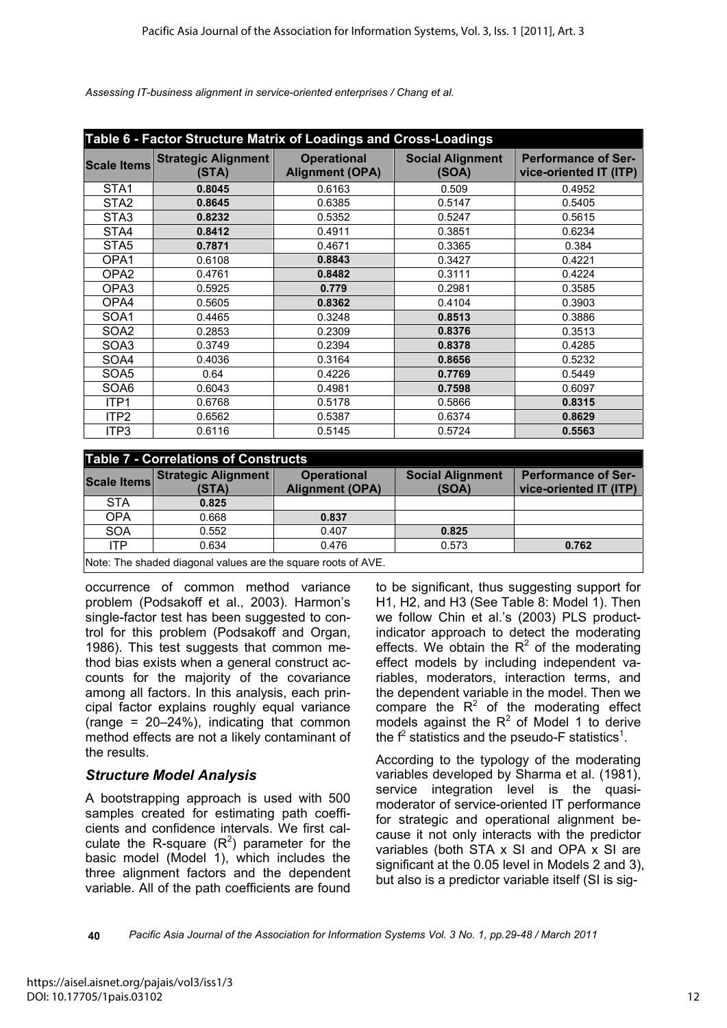**Table 6 - Factor Structure Matrix of Loadings and Cross-Loadings**

| Scale Items | Strategic Alignment (STA) | Operational Alignment (OPA) | Social Alignment (SOA) | Performance of Service-oriented IT (ITP) |
|---|---|---|---|---|
| STA1 | **0.8045** | 0.6163 | 0.509 | 0.4952 |
| STA2 | **0.8645** | 0.6385 | 0.5147 | 0.5405 |
| STA3 | **0.8232** | 0.5352 | 0.5247 | 0.5615 |
| STA4 | **0.8412** | 0.4911 | 0.3851 | 0.6234 |
| STA5 | **0.7871** | 0.4671 | 0.3365 | 0.384 |
| OPA1 | 0.6108 | **0.8843** | 0.3427 | 0.4221 |
| OPA2 | 0.4761 | **0.8482** | 0.3111 | 0.4224 |
| OPA3 | 0.5925 | **0.779** | 0.2981 | 0.3585 |
| OPA4 | 0.5605 | **0.8362** | 0.4104 | 0.3903 |
| SOA1 | 0.4465 | 0.3248 | **0.8513** | 0.3886 |
| SOA2 | 0.2853 | 0.2309 | **0.8376** | 0.3513 |
| SOA3 | 0.3749 | 0.2394 | **0.8378** | 0.4285 |
| SOA4 | 0.4036 | 0.3164 | **0.8656** | 0.5232 |
| SOA5 | 0.64 | 0.4226 | **0.7769** | 0.5449 |
| SOA6 | 0.6043 | 0.4981 | **0.7598** | 0.6097 |
| ITP1 | 0.6768 | 0.5178 | 0.5866 | **0.8315** |
| ITP2 | 0.6562 | 0.5387 | 0.6374 | **0.8629** |
| ITP3 | 0.6116 | 0.5145 | 0.5724 | **0.5563** |

**Table 7 - Correlations of Constructs**

| Scale Items | Strategic Alignment (STA) | Operational Alignment (OPA) | Social Alignment (SOA) | Performance of Service-oriented IT (ITP) |
|---|---|---|---|---|
| STA | **0.825** | | | |
| OPA | 0.668 | **0.837** | | |
| SOA | 0.552 | 0.407 | **0.825** | |
| ITP | 0.634 | 0.476 | 0.573 | **0.762** |

Note: The shaded diagonal values are the square roots of AVE.

occurrence of common method variance problem (Podsakoff et al., 2003). Harmon's single-factor test has been suggested to control for this problem (Podsakoff and Organ, 1986). This test suggests that common method bias exists when a general construct accounts for the majority of the covariance among all factors. In this analysis, each principal factor explains roughly equal variance (range = 20–24%), indicating that common method effects are not a likely contaminant of the results.

### *Structure Model Analysis*

A bootstrapping approach is used with 500 samples created for estimating path coefficients and confidence intervals. We first calculate the R-square ($R^2$) parameter for the basic model (Model 1), which includes the three alignment factors and the dependent variable. All of the path coefficients are found to be significant, thus suggesting support for H1, H2, and H3 (See Table 8: Model 1). Then we follow Chin et al.'s (2003) PLS product-indicator approach to detect the moderating effects. We obtain the $R^2$ of the moderating effect models by including independent variables, moderators, interaction terms, and the dependent variable in the model. Then we compare the $R^2$ of the moderating effect models against the $R^2$ of Model 1 to derive the $f^2$ statistics and the pseudo-F statistics[1].

According to the typology of the moderating variables developed by Sharma et al. (1981), service integration level is the quasi-moderator of service-oriented IT performance for strategic and operational alignment because it not only interacts with the predictor variables (both STA x SI and OPA x SI are significant at the 0.05 level in Models 2 and 3), but also is a predictor variable itself (SI is sig-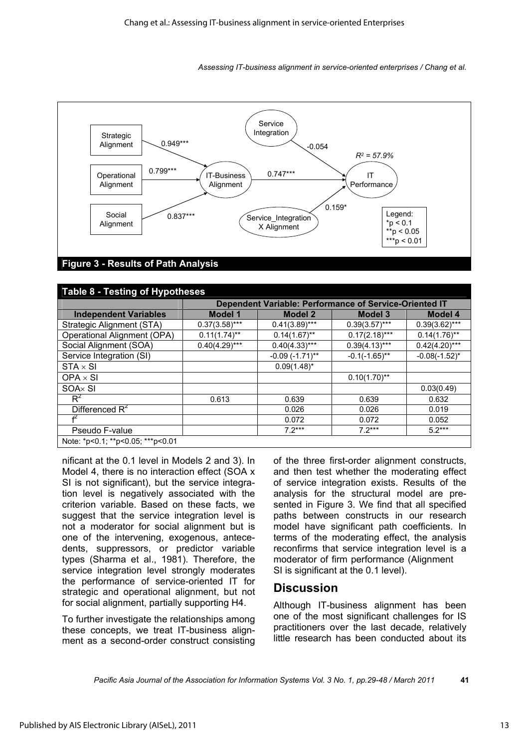**Figure 3 - Results of Path Analysis**

**Table 8 - Testing of Hypotheses**

| | Dependent Variable: Performance of Service-Oriented IT | | | |
|---|---|---|---|---|
| **Independent Variables** | **Model 1** | **Model 2** | **Model 3** | **Model 4** |
| Strategic Alignment (STA) | 0.37(3.58)*** | 0.41(3.89)*** | 0.39(3.57)*** | 0.39(3.62)*** |
| Operational Alignment (OPA) | 0.11(1.74)** | 0.14(1.67)** | 0.17(2.18)*** | 0.14(1.76)** |
| Social Alignment (SOA) | 0.40(4.29)*** | 0.40(4.33)*** | 0.39(4.13)*** | 0.42(4.20)*** |
| Service Integration (SI) | | -0.09 (-1.71)** | -0.1(-1.65)** | -0.08(-1.52)* |
| STA × SI | | 0.09(1.48)* | | |
| OPA × SI | | | 0.10(1.70)** | |
| SOA× SI | | | | 0.03(0.49) |
| $R^2$ | 0.613 | 0.639 | 0.639 | 0.632 |
| Differenced $R^2$ | | 0.026 | 0.026 | 0.019 |
| $f^2$ | | 0.072 | 0.072 | 0.052 |
| Pseudo F-value | | 7.2*** | 7.2*** | 5.2*** |

Note: *p<0.1; **p<0.05; ***p<0.01

nificant at the 0.1 level in Models 2 and 3). In Model 4, there is no interaction effect (SOA x SI is not significant), but the service integration level is negatively associated with the criterion variable. Based on these facts, we suggest that the service integration level is not a moderator for social alignment but is one of the intervening, exogenous, antecedents, suppressors, or predictor variable types (Sharma et al., 1981). Therefore, the service integration level strongly moderates the performance of service-oriented IT for strategic and operational alignment, but not for social alignment, partially supporting H4.

To further investigate the relationships among these concepts, we treat IT-business alignment as a second-order construct consisting of the three first-order alignment constructs, and then test whether the moderating effect of service integration exists. Results of the analysis for the structural model are presented in Figure 3. We find that all specified paths between constructs in our research model have significant path coefficients. In terms of the moderating effect, the analysis reconfirms that service integration level is a moderator of firm performance (Alignment SI is significant at the 0.1 level).

## Discussion

Although IT-business alignment has been one of the most significant challenges for IS practitioners over the last decade, relatively little research has been conducted about its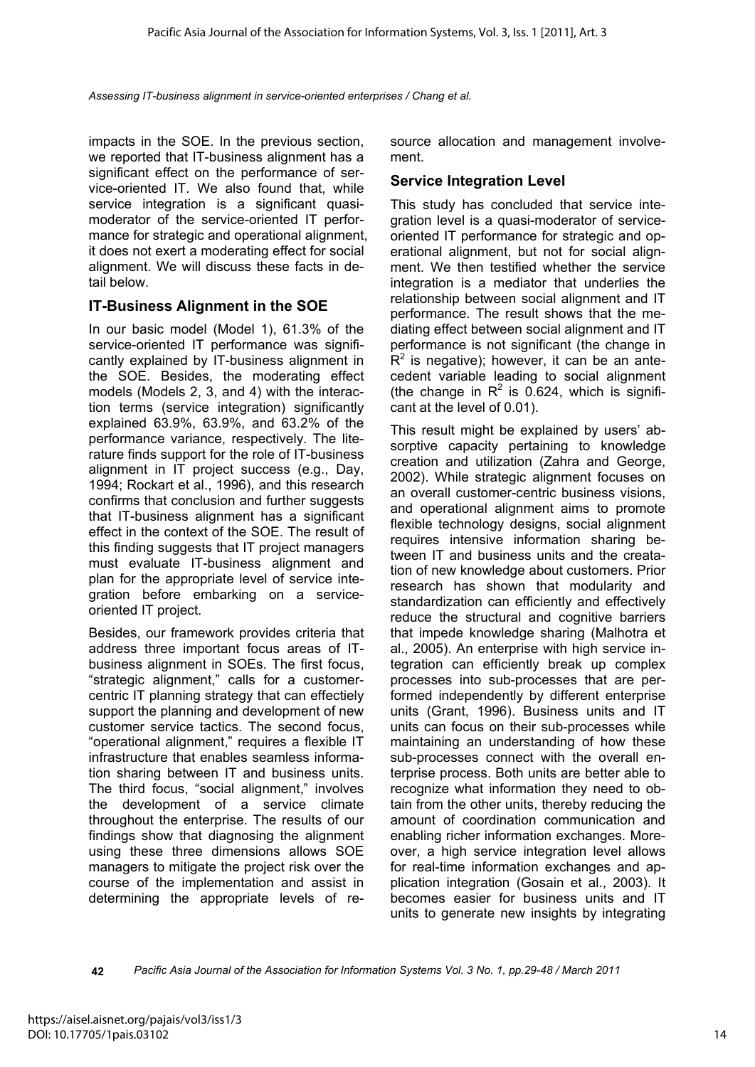impacts in the SOE. In the previous section, we reported that IT-business alignment has a significant effect on the performance of service-oriented IT. We also found that, while service integration is a significant quasi-moderator of the service-oriented IT performance for strategic and operational alignment, it does not exert a moderating effect for social alignment. We will discuss these facts in detail below.

## IT-Business Alignment in the SOE

In our basic model (Model 1), 61.3% of the service-oriented IT performance was significantly explained by IT-business alignment in the SOE. Besides, the moderating effect models (Models 2, 3, and 4) with the interaction terms (service integration) significantly explained 63.9%, 63.9%, and 63.2% of the performance variance, respectively. The literature finds support for the role of IT-business alignment in IT project success (e.g., Day, 1994; Rockart et al., 1996), and this research confirms that conclusion and further suggests that IT-business alignment has a significant effect in the context of the SOE. The result of this finding suggests that IT project managers must evaluate IT-business alignment and plan for the appropriate level of service integration before embarking on a service-oriented IT project.

Besides, our framework provides criteria that address three important focus areas of IT-business alignment in SOEs. The first focus, "strategic alignment," calls for a customer-centric IT planning strategy that can effectiely support the planning and development of new customer service tactics. The second focus, "operational alignment," requires a flexible IT infrastructure that enables seamless information sharing between IT and business units. The third focus, "social alignment," involves the development of a service climate throughout the enterprise. The results of our findings show that diagnosing the alignment using these three dimensions allows SOE managers to mitigate the project risk over the course of the implementation and assist in determining the appropriate levels of resource allocation and management involvement.

## Service Integration Level

This study has concluded that service integration level is a quasi-moderator of service-oriented IT performance for strategic and operational alignment, but not for social alignment. We then testified whether the service integration is a mediator that underlies the relationship between social alignment and IT performance. The result shows that the mediating effect between social alignment and IT performance is not significant (the change in $R^2$ is negative); however, it can be an antecedent variable leading to social alignment (the change in $R^2$ is 0.624, which is significant at the level of 0.01).

This result might be explained by users' absorptive capacity pertaining to knowledge creation and utilization (Zahra and George, 2002). While strategic alignment focuses on an overall customer-centric business visions, and operational alignment aims to promote flexible technology designs, social alignment requires intensive information sharing between IT and business units and the creatation of new knowledge about customers. Prior research has shown that modularity and standardization can efficiently and effectively reduce the structural and cognitive barriers that impede knowledge sharing (Malhotra et al., 2005). An enterprise with high service integration can efficiently break up complex processes into sub-processes that are performed independently by different enterprise units (Grant, 1996). Business units and IT units can focus on their sub-processes while maintaining an understanding of how these sub-processes connect with the overall enterprise process. Both units are better able to recognize what information they need to obtain from the other units, thereby reducing the amount of coordination communication and enabling richer information exchanges. Moreover, a high service integration level allows for real-time information exchanges and application integration (Gosain et al., 2003). It becomes easier for business units and IT units to generate new insights by integrating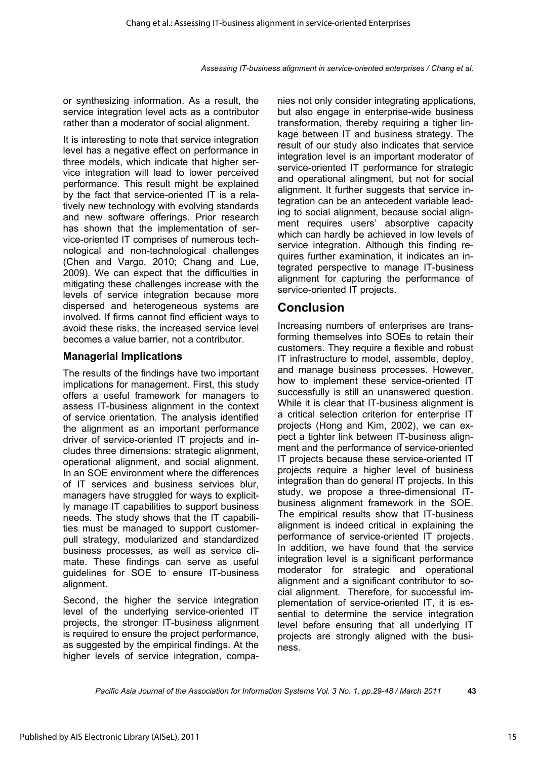or synthesizing information. As a result, the service integration level acts as a contributor rather than a moderator of social alignment.

It is interesting to note that service integration level has a negative effect on performance in three models, which indicate that higher service integration will lead to lower perceived performance. This result might be explained by the fact that service-oriented IT is a relatively new technology with evolving standards and new software offerings. Prior research has shown that the implementation of service-oriented IT comprises of numerous technological and non-technological challenges (Chen and Vargo, 2010; Chang and Lue, 2009). We can expect that the difficulties in mitigating these challenges increase with the levels of service integration because more dispersed and heterogeneous systems are involved. If firms cannot find efficient ways to avoid these risks, the increased service level becomes a value barrier, not a contributor.

### Managerial Implications

The results of the findings have two important implications for management. First, this study offers a useful framework for managers to assess IT-business alignment in the context of service orientation. The analysis identified the alignment as an important performance driver of service-oriented IT projects and includes three dimensions: strategic alignment, operational alignment, and social alignment. In an SOE environment where the differences of IT services and business services blur, managers have struggled for ways to explicitly manage IT capabilities to support business needs. The study shows that the IT capabilities must be managed to support customer-pull strategy, modularized and standardized business processes, as well as service climate. These findings can serve as useful guidelines for SOE to ensure IT-business alignment.

Second, the higher the service integration level of the underlying service-oriented IT projects, the stronger IT-business alignment is required to ensure the project performance, as suggested by the empirical findings. At the higher levels of service integration, companies not only consider integrating applications, but also engage in enterprise-wide business transformation, thereby requiring a tigher linkage between IT and business strategy. The result of our study also indicates that service integration level is an important moderator of service-oriented IT performance for strategic and operational alingment, but not for social alignment. It further suggests that service integration can be an antecedent variable leading to social alignment, because social alignment requires users' absorptive capacity which can hardly be achieved in low levels of service integration. Although this finding requires further examination, it indicates an integrated perspective to manage IT-business alignment for capturing the performance of service-oriented IT projects.

## Conclusion

Increasing numbers of enterprises are transforming themselves into SOEs to retain their customers. They require a flexible and robust IT infrastructure to model, assemble, deploy, and manage business processes. However, how to implement these service-oriented IT successfully is still an unanswered question. While it is clear that IT-business alignment is a critical selection criterion for enterprise IT projects (Hong and Kim, 2002), we can expect a tighter link between IT-business alignment and the performance of service-oriented IT projects because these service-oriented IT projects require a higher level of business integration than do general IT projects. In this study, we propose a three-dimensional IT-business alignment framework in the SOE. The empirical results show that IT-business alignment is indeed critical in explaining the performance of service-oriented IT projects. In addition, we have found that the service integration level is a significant performance moderator for strategic and operational alignment and a significant contributor to social alignment. Therefore, for successful implementation of service-oriented IT, it is essential to determine the service integration level before ensuring that all underlying IT projects are strongly aligned with the business.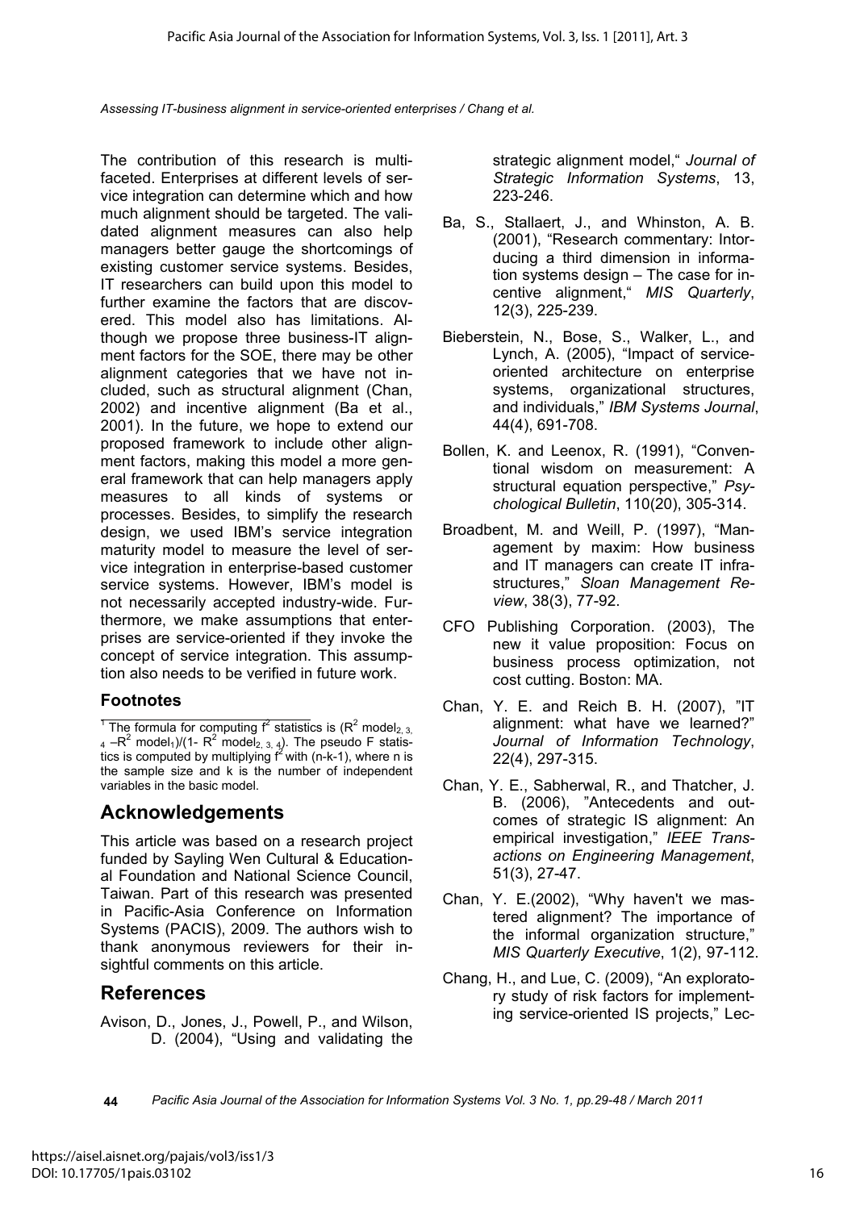The contribution of this research is multi-faceted. Enterprises at different levels of service integration can determine which and how much alignment should be targeted. The validated alignment measures can also help managers better gauge the shortcomings of existing customer service systems. Besides, IT researchers can build upon this model to further examine the factors that are discovered. This model also has limitations. Although we propose three business-IT alignment factors for the SOE, there may be other alignment categories that we have not included, such as structural alignment (Chan, 2002) and incentive alignment (Ba et al., 2001). In the future, we hope to extend our proposed framework to include other alignment factors, making this model a more general framework that can help managers apply measures to all kinds of systems or processes. Besides, to simplify the research design, we used IBM's service integration maturity model to measure the level of service integration in enterprise-based customer service systems. However, IBM's model is not necessarily accepted industry-wide. Furthermore, we make assumptions that enterprises are service-oriented if they invoke the concept of service integration. This assumption also needs to be verified in future work.

### Footnotes

[1] The formula for computing $f^2$ statistics is ($R^2$ $model_{2,3,4}$ $-R^2$ $model_1$)/(1- $R^2$ $model_{2,3,4}$). The pseudo F statistics is computed by multiplying $f^2$ with (n-k-1), where n is the sample size and k is the number of independent variables in the basic model.

## Acknowledgements

This article was based on a research project funded by Sayling Wen Cultural & Educational Foundation and National Science Council, Taiwan. Part of this research was presented in Pacific-Asia Conference on Information Systems (PACIS), 2009. The authors wish to thank anonymous reviewers for their insightful comments on this article.

## References

Avison, D., Jones, J., Powell, P., and Wilson, D. (2004), "Using and validating the strategic alignment model," *Journal of Strategic Information Systems*, 13, 223-246.

Ba, S., Stallaert, J., and Whinston, A. B. (2001), "Research commentary: Intorducing a third dimension in information systems design – The case for incentive alignment," *MIS Quarterly*, 12(3), 225-239.

Bieberstein, N., Bose, S., Walker, L., and Lynch, A. (2005), "Impact of service-oriented architecture on enterprise systems, organizational structures, and individuals," *IBM Systems Journal*, 44(4), 691-708.

Bollen, K. and Leenox, R. (1991), "Conventional wisdom on measurement: A structural equation perspective," *Psychological Bulletin*, 110(20), 305-314.

Broadbent, M. and Weill, P. (1997), "Management by maxim: How business and IT managers can create IT infrastructures," *Sloan Management Review*, 38(3), 77-92.

CFO Publishing Corporation. (2003), The new it value proposition: Focus on business process optimization, not cost cutting. Boston: MA.

Chan, Y. E. and Reich B. H. (2007), "IT alignment: what have we learned?" *Journal of Information Technology*, 22(4), 297-315.

Chan, Y. E., Sabherwal, R., and Thatcher, J. B. (2006), "Antecedents and outcomes of strategic IS alignment: An empirical investigation," *IEEE Transactions on Engineering Management*, 51(3), 27-47.

Chan, Y. E.(2002), "Why haven't we mastered alignment? The importance of the informal organization structure," *MIS Quarterly Executive*, 1(2), 97-112.

Chang, H., and Lue, C. (2009), "An exploratory study of risk factors for implementing service-oriented IS projects," Lec-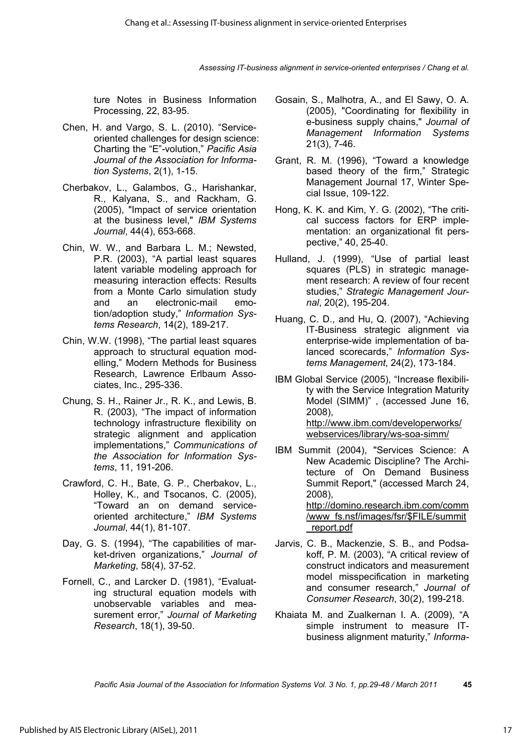ture Notes in Business Information Processing, 22, 83-95.

Chen, H. and Vargo, S. L. (2010). "Service-oriented challenges for design science: Charting the "E"-volution," *Pacific Asia Journal of the Association for Information Systems*, 2(1), 1-15.

Cherbakov, L., Galambos, G., Harishankar, R., Kalyana, S., and Rackham, G. (2005), "Impact of service orientation at the business level," *IBM Systems Journal*, 44(4), 653-668.

Chin, W. W., and Barbara L. M.; Newsted, P.R. (2003), "A partial least squares latent variable modeling approach for measuring interaction effects: Results from a Monte Carlo simulation study and an electronic-mail emotion/adoption study," *Information Systems Research*, 14(2), 189-217.

Chin, W.W. (1998), "The partial least squares approach to structural equation modelling," Modern Methods for Business Research, Lawrence Erlbaum Associates, Inc., 295-336.

Chung, S. H., Rainer Jr., R. K., and Lewis, B. R. (2003), "The impact of information technology infrastructure flexibility on strategic alignment and application implementations," *Communications of the Association for Information Systems*, 11, 191-206.

Crawford, C. H., Bate, G. P., Cherbakov, L., Holley, K., and Tsocanos, C. (2005), "Toward an on demand service-oriented architecture," *IBM Systems Journal*, 44(1), 81-107.

Day, G. S. (1994), "The capabilities of market-driven organizations," *Journal of Marketing*, 58(4), 37-52.

Fornell, C., and Larcker D. (1981), "Evaluating structural equation models with unobservable variables and measurement error," *Journal of Marketing Research*, 18(1), 39-50.

Gosain, S., Malhotra, A., and El Sawy, O. A. (2005), "Coordinating for flexibility in e-business supply chains," *Journal of Management Information Systems* 21(3), 7-46.

Grant, R. M. (1996), "Toward a knowledge based theory of the firm," Strategic Management Journal 17, Winter Special Issue, 109-122.

Hong, K. K. and Kim, Y. G. (2002), "The critical success factors for ERP implementation: an organizational fit perspective," 40, 25-40.

Hulland, J. (1999), "Use of partial least squares (PLS) in strategic management research: A review of four recent studies," *Strategic Management Journal*, 20(2), 195-204.

Huang, C. D., and Hu, Q. (2007), "Achieving IT-Business strategic alignment via enterprise-wide implementation of balanced scorecards," *Information Systems Management*, 24(2), 173-184.

IBM Global Service (2005), "Increase flexibility with the Service Integration Maturity Model (SIMM)" , (accessed June 16, 2008), http://www.ibm.com/developerworks/webservices/library/ws-soa-simm/

IBM Summit (2004), "Services Science: A New Academic Discipline? The Architecture of On Demand Business Summit Report," (accessed March 24, 2008), http://domino.research.ibm.com/comm/www_fs.nsf/images/fsr/$FILE/summit_report.pdf

Jarvis, C. B., Mackenzie, S. B., and Podsakoff, P. M. (2003), "A critical review of construct indicators and measurement model misspecification in marketing and consumer research," *Journal of Consumer Research*, 30(2), 199-218.

Khaiata M. and Zualkernan I. A. (2009), "A simple instrument to measure IT-business alignment maturity," *Informa-*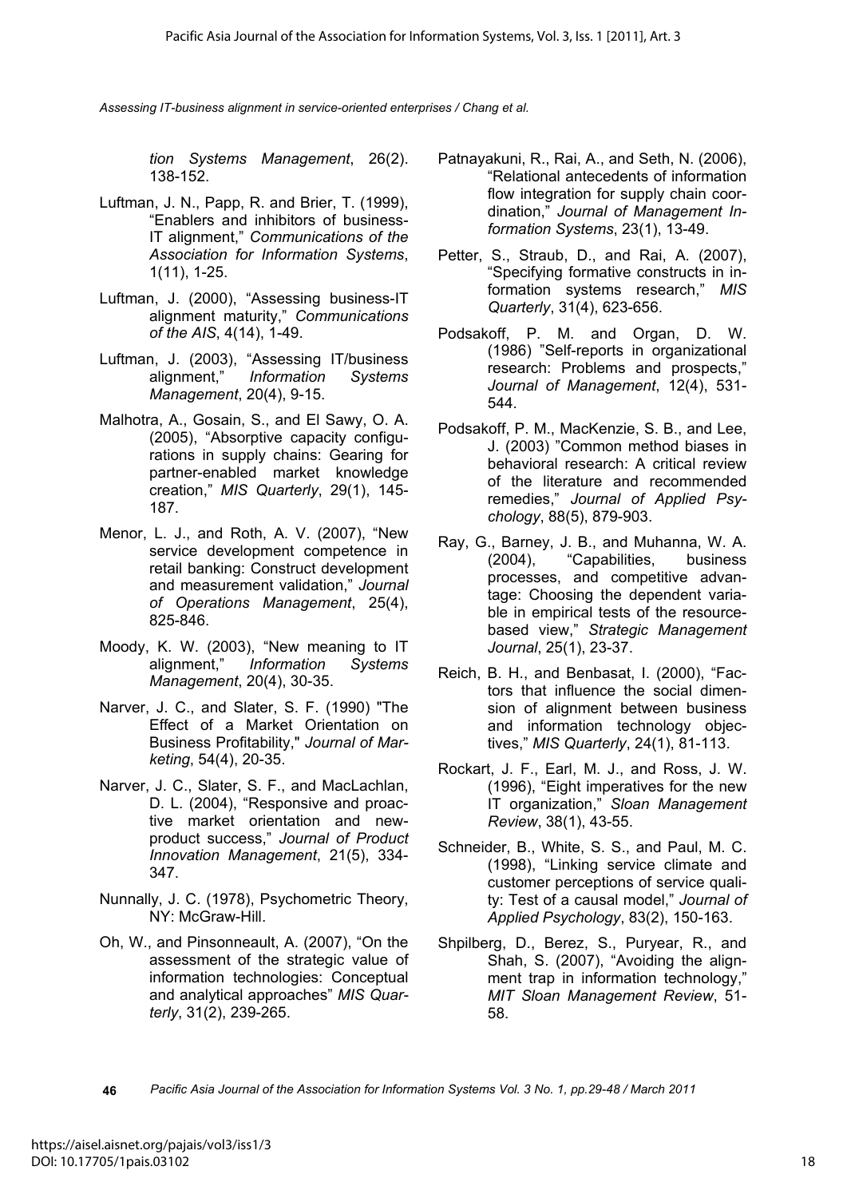*tion Systems Management*, 26(2). 138-152.

Luftman, J. N., Papp, R. and Brier, T. (1999), "Enablers and inhibitors of business-IT alignment," *Communications of the Association for Information Systems*, 1(11), 1-25.

Luftman, J. (2000), "Assessing business-IT alignment maturity," *Communications of the AIS*, 4(14), 1-49.

Luftman, J. (2003), "Assessing IT/business alignment," *Information Systems Management*, 20(4), 9-15.

Malhotra, A., Gosain, S., and El Sawy, O. A. (2005), "Absorptive capacity configurations in supply chains: Gearing for partner-enabled market knowledge creation," *MIS Quarterly*, 29(1), 145-187.

Menor, L. J., and Roth, A. V. (2007), "New service development competence in retail banking: Construct development and measurement validation," *Journal of Operations Management*, 25(4), 825-846.

Moody, K. W. (2003), "New meaning to IT alignment," *Information Systems Management*, 20(4), 30-35.

Narver, J. C., and Slater, S. F. (1990) "The Effect of a Market Orientation on Business Profitability," *Journal of Marketing*, 54(4), 20-35.

Narver, J. C., Slater, S. F., and MacLachlan, D. L. (2004), "Responsive and proactive market orientation and new-product success," *Journal of Product Innovation Management*, 21(5), 334-347.

Nunnally, J. C. (1978), Psychometric Theory, NY: McGraw-Hill.

Oh, W., and Pinsonneault, A. (2007), "On the assessment of the strategic value of information technologies: Conceptual and analytical approaches" *MIS Quarterly*, 31(2), 239-265.

Patnayakuni, R., Rai, A., and Seth, N. (2006), "Relational antecedents of information flow integration for supply chain coordination," *Journal of Management Information Systems*, 23(1), 13-49.

Petter, S., Straub, D., and Rai, A. (2007), "Specifying formative constructs in information systems research," *MIS Quarterly*, 31(4), 623-656.

Podsakoff, P. M. and Organ, D. W. (1986) "Self-reports in organizational research: Problems and prospects," *Journal of Management*, 12(4), 531-544.

Podsakoff, P. M., MacKenzie, S. B., and Lee, J. (2003) "Common method biases in behavioral research: A critical review of the literature and recommended remedies," *Journal of Applied Psychology*, 88(5), 879-903.

Ray, G., Barney, J. B., and Muhanna, W. A. (2004), "Capabilities, business processes, and competitive advantage: Choosing the dependent variable in empirical tests of the resource-based view," *Strategic Management Journal*, 25(1), 23-37.

Reich, B. H., and Benbasat, I. (2000), "Factors that influence the social dimension of alignment between business and information technology objectives," *MIS Quarterly*, 24(1), 81-113.

Rockart, J. F., Earl, M. J., and Ross, J. W. (1996), "Eight imperatives for the new IT organization," *Sloan Management Review*, 38(1), 43-55.

Schneider, B., White, S. S., and Paul, M. C. (1998), "Linking service climate and customer perceptions of service quality: Test of a causal model," *Journal of Applied Psychology*, 83(2), 150-163.

Shpilberg, D., Berez, S., Puryear, R., and Shah, S. (2007), "Avoiding the alignment trap in information technology," *MIT Sloan Management Review*, 51-58.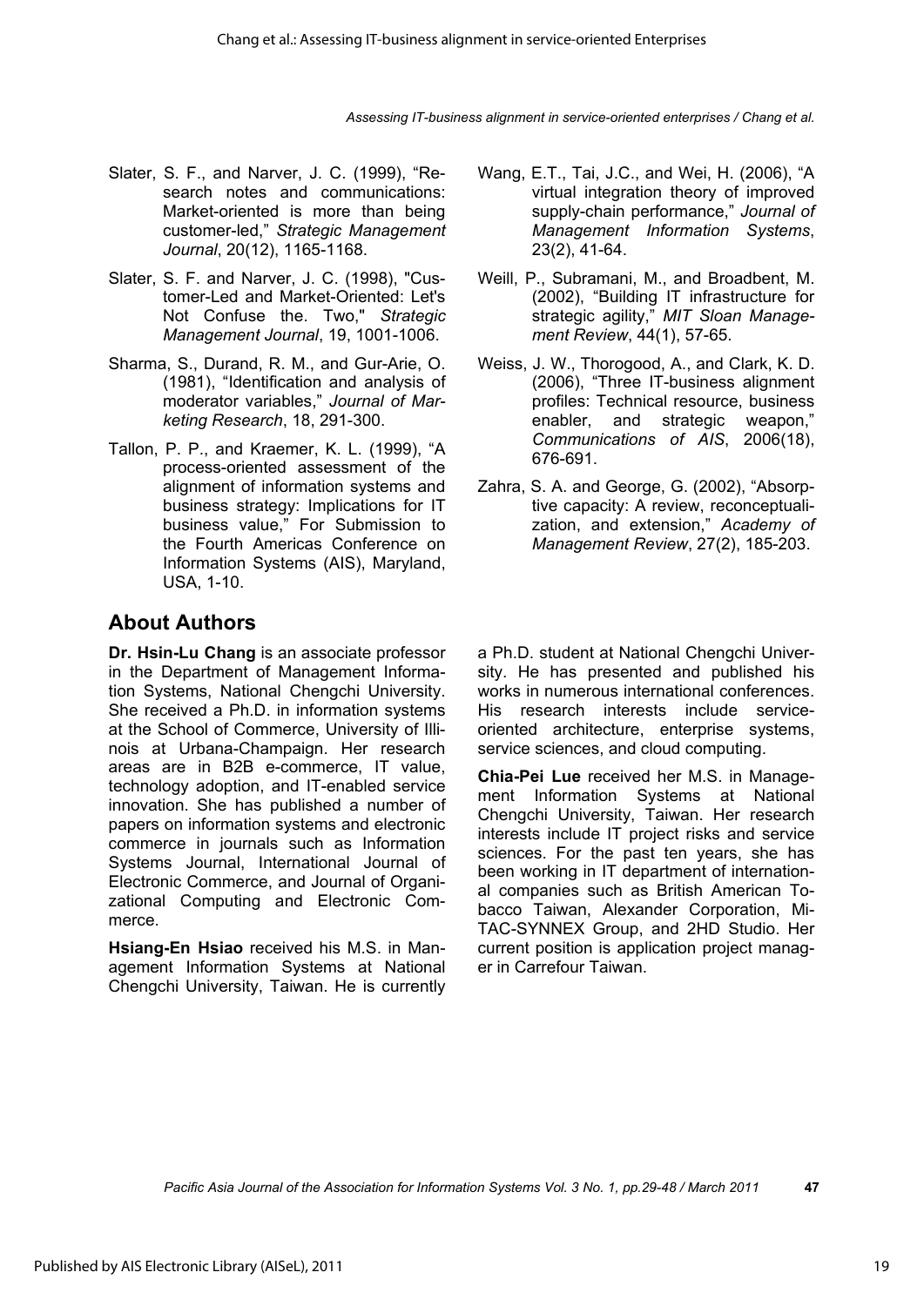Slater, S. F., and Narver, J. C. (1999), "Research notes and communications: Market-oriented is more than being customer-led," *Strategic Management Journal*, 20(12), 1165-1168.

Slater, S. F. and Narver, J. C. (1998), "Customer-Led and Market-Oriented: Let's Not Confuse the. Two," *Strategic Management Journal*, 19, 1001-1006.

Sharma, S., Durand, R. M., and Gur-Arie, O. (1981), "Identification and analysis of moderator variables," *Journal of Marketing Research*, 18, 291-300.

Tallon, P. P., and Kraemer, K. L. (1999), "A process-oriented assessment of the alignment of information systems and business strategy: Implications for IT business value," For Submission to the Fourth Americas Conference on Information Systems (AIS), Maryland, USA, 1-10.

Wang, E.T., Tai, J.C., and Wei, H. (2006), "A virtual integration theory of improved supply-chain performance," *Journal of Management Information Systems*, 23(2), 41-64.

Weill, P., Subramani, M., and Broadbent, M. (2002), "Building IT infrastructure for strategic agility," *MIT Sloan Management Review*, 44(1), 57-65.

Weiss, J. W., Thorogood, A., and Clark, K. D. (2006), "Three IT-business alignment profiles: Technical resource, business enabler, and strategic weapon," *Communications of AIS*, 2006(18), 676-691.

Zahra, S. A. and George, G. (2002), "Absorptive capacity: A review, reconceptualization, and extension," *Academy of Management Review*, 27(2), 185-203.

## About Authors

**Dr. Hsin-Lu Chang** is an associate professor in the Department of Management Information Systems, National Chengchi University. She received a Ph.D. in information systems at the School of Commerce, University of Illinois at Urbana-Champaign. Her research areas are in B2B e-commerce, IT value, technology adoption, and IT-enabled service innovation. She has published a number of papers on information systems and electronic commerce in journals such as Information Systems Journal, International Journal of Electronic Commerce, and Journal of Organizational Computing and Electronic Commerce.

**Hsiang-En Hsiao** received his M.S. in Management Information Systems at National Chengchi University, Taiwan. He is currently a Ph.D. student at National Chengchi University. He has presented and published his works in numerous international conferences. His research interests include service-oriented architecture, enterprise systems, service sciences, and cloud computing.

**Chia-Pei Lue** received her M.S. in Management Information Systems at National Chengchi University, Taiwan. Her research interests include IT project risks and service sciences. For the past ten years, she has been working in IT department of international companies such as British American Tobacco Taiwan, Alexander Corporation, Mi-TAC-SYNNEX Group, and 2HD Studio. Her current position is application project manager in Carrefour Taiwan.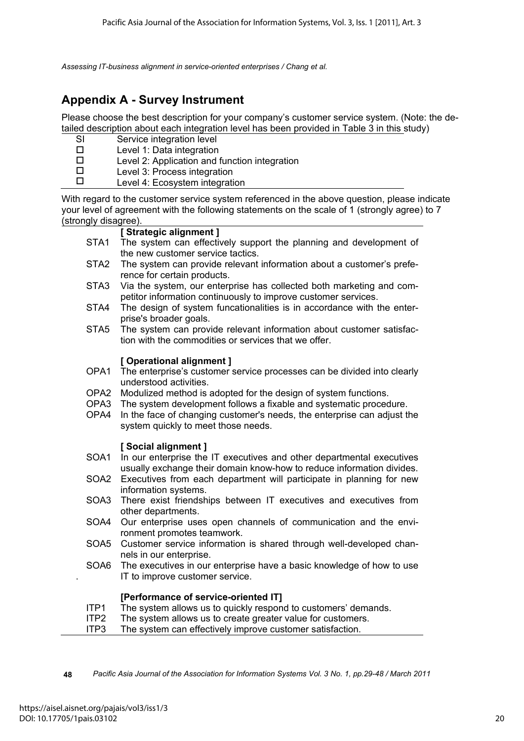## Appendix A - Survey Instrument

Please choose the best description for your company's customer service system. (Note: the detailed description about each integration level has been provided in Table 3 in this study)

| SI | Service integration level |
|---|---|
| ☐ | Level 1: Data integration |
| ☐ | Level 2: Application and function integration |
| ☐ | Level 3: Process integration |
| ☐ | Level 4: Ecosystem integration |

With regard to the customer service system referenced in the above question, please indicate your level of agreement with the following statements on the scale of 1 (strongly agree) to 7 (strongly disagree).

| | |
|---|---|
| | **[ Strategic alignment ]** |
| STA1 | The system can effectively support the planning and development of the new customer service tactics. |
| STA2 | The system can provide relevant information about a customer's preference for certain products. |
| STA3 | Via the system, our enterprise has collected both marketing and competitor information continuously to improve customer services. |
| STA4 | The design of system funcationalities is in accordance with the enterprise's broader goals. |
| STA5 | The system can provide relevant information about customer satisfaction with the commodities or services that we offer. |
| | **[ Operational alignment ]** |
| OPA1 | The enterprise's customer service processes can be divided into clearly understood activities. |
| OPA2 | Modulized method is adopted for the design of system functions. |
| OPA3 | The system development follows a fixable and systematic procedure. |
| OPA4 | In the face of changing customer's needs, the enterprise can adjust the system quickly to meet those needs. |
| | **[ Social alignment ]** |
| SOA1 | In our enterprise the IT executives and other departmental executives usually exchange their domain know-how to reduce information divides. |
| SOA2 | Executives from each department will participate in planning for new information systems. |
| SOA3 | There exist friendships between IT executives and executives from other departments. |
| SOA4 | Our enterprise uses open channels of communication and the environment promotes teamwork. |
| SOA5 | Customer service information is shared through well-developed channels in our enterprise. |
| SOA6 | The executives in our enterprise have a basic knowledge of how to use IT to improve customer service. |
| | **[Performance of service-oriented IT]** |
| ITP1 | The system allows us to quickly respond to customers' demands. |
| ITP2 | The system allows us to create greater value for customers. |
| ITP3 | The system can effectively improve customer satisfaction. |